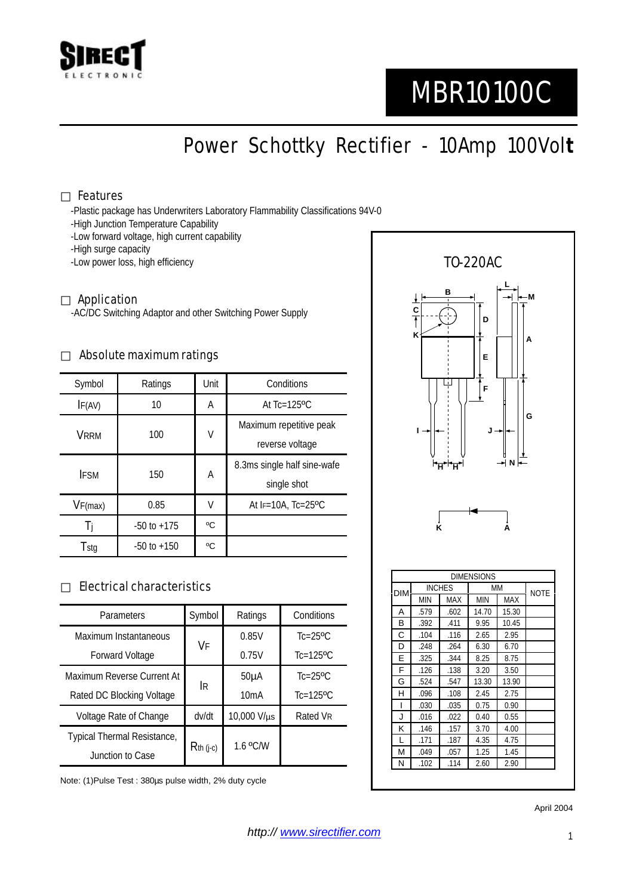# MBR10100C

## Power Schottky Rectifier - 10Amp 100Volt

### Features

- -Plastic package has Underwriters Laboratory Flammability Classifications 94V-0
- -High Junction Temperature Capability
- -Low forward voltage, high current capability
- -High surge capacity
- -Low power loss, high efficiency

### Application

-AC/DC Switching Adaptor and other Switching Power Supply

### Absolute maximum ratings

| Symbol | Ratings | Unit | Conditions |
|---|---|---|---|
| $I_{F(AV)}$ | 10 | A | At Tc=125ºC |
| $V_{RRM}$ | 100 | V | Maximum repetitive peak reverse voltage |
| $I_{FSM}$ | 150 | A | 8.3ms single half sine-wafe single shot |
| $V_{F(max)}$ | 0.85 | V | At $I_F$=10A, Tc=25ºC |
| $T_j$ | -50 to +175 | ºC | |
| $T_{stg}$ | -50 to +150 | ºC | |

### Electrical characteristics

| Parameters | Symbol | Ratings | Conditions |
|---|---|---|---|
| Maximum Instantaneous Forward Voltage | $V_F$ | 0.85V | Tc=25ºC |
| | | 0.75V | Tc=125ºC |
| Maximum Reverse Current At Rated DC Blocking Voltage | $I_R$ | 50µA | Tc=25ºC |
| | | 10mA | Tc=125ºC |
| Voltage Rate of Change | dv/dt | 10,000 V/µs | Rated $V_R$ |
| Typical Thermal Resistance, Junction to Case | $R_{th\ (j\text{-}c)}$ | 1.6 ºC/W | |

Note: (1)Pulse Test : 380µs pulse width, 2% duty cycle

### TO-220AC

| DIM | INCHES | | MM | | NOTE |
|---|---|---|---|---|---|
| | MIN | MAX | MIN | MAX | |
| A | .579 | .602 | 14.70 | 15.30 | |
| B | .392 | .411 | 9.95 | 10.45 | |
| C | .104 | .116 | 2.65 | 2.95 | |
| D | .248 | .264 | 6.30 | 6.70 | |
| E | .325 | .344 | 8.25 | 8.75 | |
| F | .126 | .138 | 3.20 | 3.50 | |
| G | .524 | .547 | 13.30 | 13.90 | |
| H | .096 | .108 | 2.45 | 2.75 | |
| I | .030 | .035 | 0.75 | 0.90 | |
| J | .016 | .022 | 0.40 | 0.55 | |
| K | .146 | .157 | 3.70 | 4.00 | |
| L | .171 | .187 | 4.35 | 4.75 | |
| M | .049 | .057 | 1.25 | 1.45 | |
| N | .102 | .114 | 2.60 | 2.90 | |

April 2004

*http:// www.sirectifier.com*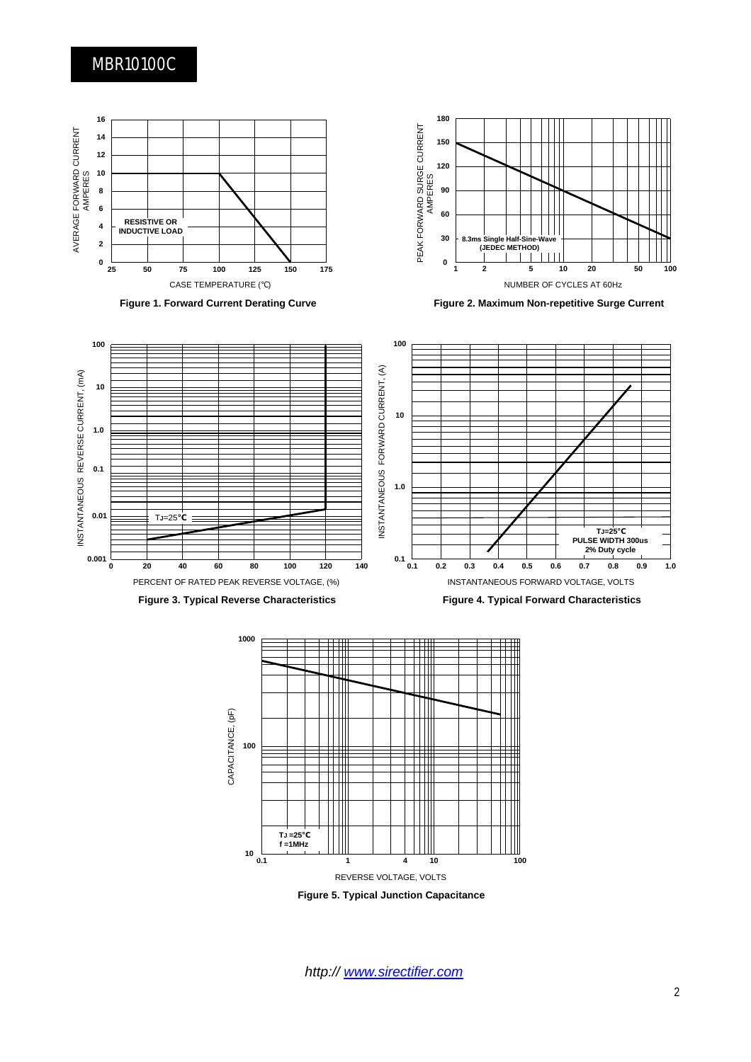MBR10100C

AVERAGE FORWARD CURRENT AMPERES

16
14
12
10
8
6
4
2
0

RESISTIVE OR INDUCTIVE LOAD

25 50 75 100 125 150 175

CASE TEMPERATURE (℃)

**Figure 1. Forward Current Derating Curve**

PEAK FORWARD SURGE CURRENT AMPERES

180
150
120
90
60
30
0

8.3ms Single Half-Sine-Wave (JEDEC METHOD)

1 2 5 10 20 50 100

NUMBER OF CYCLES AT 60Hz

**Figure 2. Maximum Non-repetitive Surge Current**

INSTANTANEOUS REVERSE CURRENT, (mA)

100
10
1.0
0.1
0.01
0.001

TJ=25°C

0 20 40 60 80 100 120 140

PERCENT OF RATED PEAK REVERSE VOLTAGE, (%)

**Figure 3. Typical Reverse Characteristics**

INSTANTANEOUS FORWARD CURRENT, (A)

100
10
1.0
0.1

TJ=25°C
PULSE WIDTH 300us
2% Duty cycle

0.1 0.2 0.3 0.4 0.5 0.6 0.7 0.8 0.9 1.0

INSTANTANEOUS FORWARD VOLTAGE, VOLTS

**Figure 4. Typical Forward Characteristics**

CAPACITANCE, (pF)

1000
100
10

TJ =25°C
f =1MHz

0.1 1 4 10 100

REVERSE VOLTAGE, VOLTS

**Figure 5. Typical Junction Capacitance**

*http:// www.sirectifier.com*